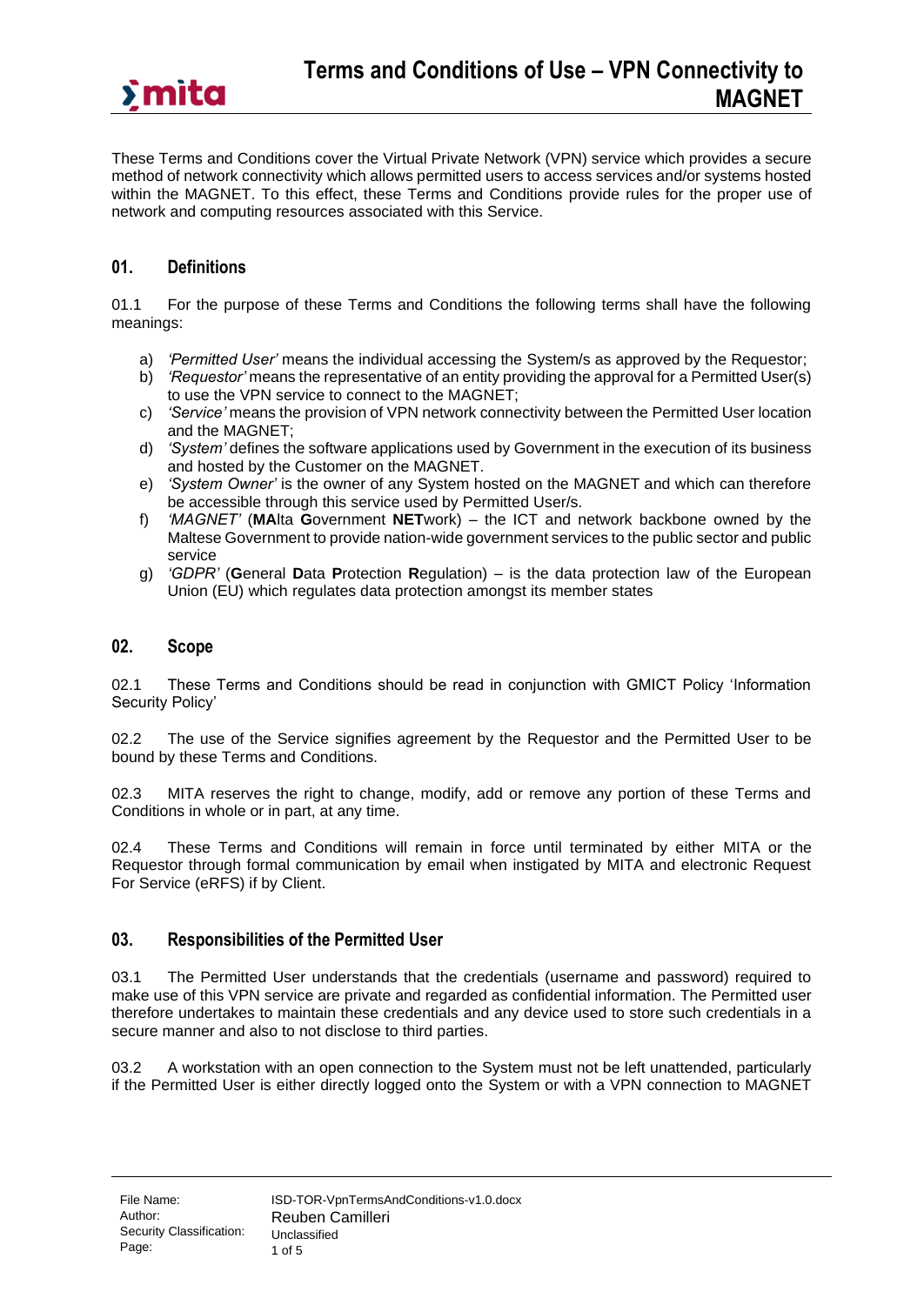# Terms and Conditions of Use – VPN Connectivity to MAGNET

These Terms and Conditions cover the Virtual Private Network (VPN) service which provides a secure method of network connectivity which allows permitted users to access services and/or systems hosted within the MAGNET. To this effect, these Terms and Conditions provide rules for the proper use of network and computing resources associated with this Service.

## 01. Definitions

01.1 For the purpose of these Terms and Conditions the following terms shall have the following meanings:

a) *'Permitted User'* means the individual accessing the System/s as approved by the Requestor;
b) *'Requestor'* means the representative of an entity providing the approval for a Permitted User(s) to use the VPN service to connect to the MAGNET;
c) *'Service'* means the provision of VPN network connectivity between the Permitted User location and the MAGNET;
d) *'System'* defines the software applications used by Government in the execution of its business and hosted by the Customer on the MAGNET.
e) *'System Owner'* is the owner of any System hosted on the MAGNET and which can therefore be accessible through this service used by Permitted User/s.
f) *'MAGNET'* (**MA**lta **G**overnment **NET**work) – the ICT and network backbone owned by the Maltese Government to provide nation-wide government services to the public sector and public service
g) *'GDPR'* (**G**eneral **D**ata **P**rotection **R**egulation) – is the data protection law of the European Union (EU) which regulates data protection amongst its member states

## 02. Scope

02.1 These Terms and Conditions should be read in conjunction with GMICT Policy 'Information Security Policy'

02.2 The use of the Service signifies agreement by the Requestor and the Permitted User to be bound by these Terms and Conditions.

02.3 MITA reserves the right to change, modify, add or remove any portion of these Terms and Conditions in whole or in part, at any time.

02.4 These Terms and Conditions will remain in force until terminated by either MITA or the Requestor through formal communication by email when instigated by MITA and electronic Request For Service (eRFS) if by Client.

## 03. Responsibilities of the Permitted User

03.1 The Permitted User understands that the credentials (username and password) required to make use of this VPN service are private and regarded as confidential information. The Permitted user therefore undertakes to maintain these credentials and any device used to store such credentials in a secure manner and also to not disclose to third parties.

03.2 A workstation with an open connection to the System must not be left unattended, particularly if the Permitted User is either directly logged onto the System or with a VPN connection to MAGNET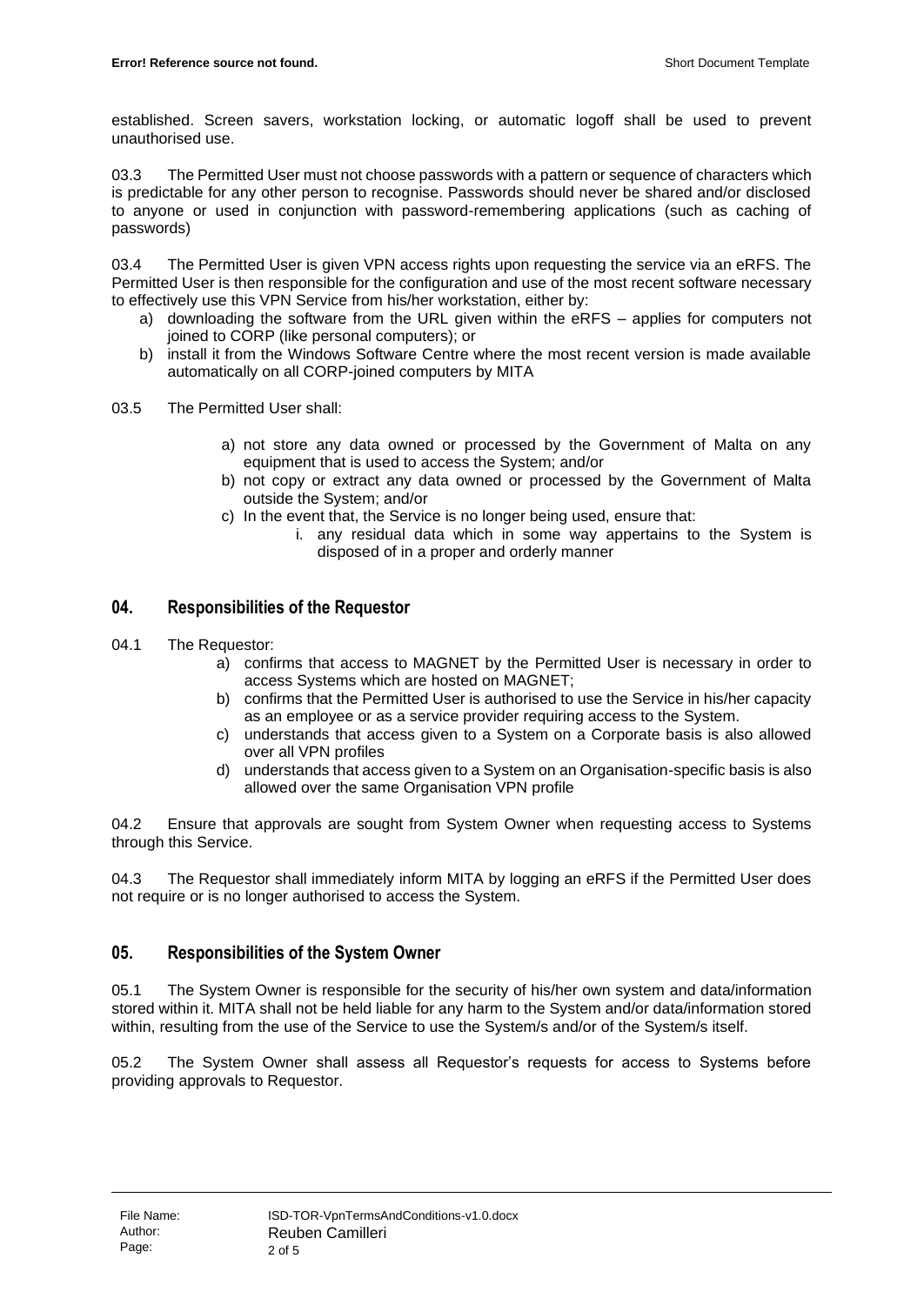established. Screen savers, workstation locking, or automatic logoff shall be used to prevent unauthorised use.

03.3 The Permitted User must not choose passwords with a pattern or sequence of characters which is predictable for any other person to recognise. Passwords should never be shared and/or disclosed to anyone or used in conjunction with password-remembering applications (such as caching of passwords)

03.4 The Permitted User is given VPN access rights upon requesting the service via an eRFS. The Permitted User is then responsible for the configuration and use of the most recent software necessary to effectively use this VPN Service from his/her workstation, either by:

a) downloading the software from the URL given within the eRFS – applies for computers not joined to CORP (like personal computers); or
b) install it from the Windows Software Centre where the most recent version is made available automatically on all CORP-joined computers by MITA

03.5 The Permitted User shall:

a) not store any data owned or processed by the Government of Malta on any equipment that is used to access the System; and/or
b) not copy or extract any data owned or processed by the Government of Malta outside the System; and/or
c) In the event that, the Service is no longer being used, ensure that:
   i. any residual data which in some way appertains to the System is disposed of in a proper and orderly manner

## 04. Responsibilities of the Requestor

04.1 The Requestor:

a) confirms that access to MAGNET by the Permitted User is necessary in order to access Systems which are hosted on MAGNET;
b) confirms that the Permitted User is authorised to use the Service in his/her capacity as an employee or as a service provider requiring access to the System.
c) understands that access given to a System on a Corporate basis is also allowed over all VPN profiles
d) understands that access given to a System on an Organisation-specific basis is also allowed over the same Organisation VPN profile

04.2 Ensure that approvals are sought from System Owner when requesting access to Systems through this Service.

04.3 The Requestor shall immediately inform MITA by logging an eRFS if the Permitted User does not require or is no longer authorised to access the System.

## 05. Responsibilities of the System Owner

05.1 The System Owner is responsible for the security of his/her own system and data/information stored within it. MITA shall not be held liable for any harm to the System and/or data/information stored within, resulting from the use of the Service to use the System/s and/or of the System/s itself.

05.2 The System Owner shall assess all Requestor's requests for access to Systems before providing approvals to Requestor.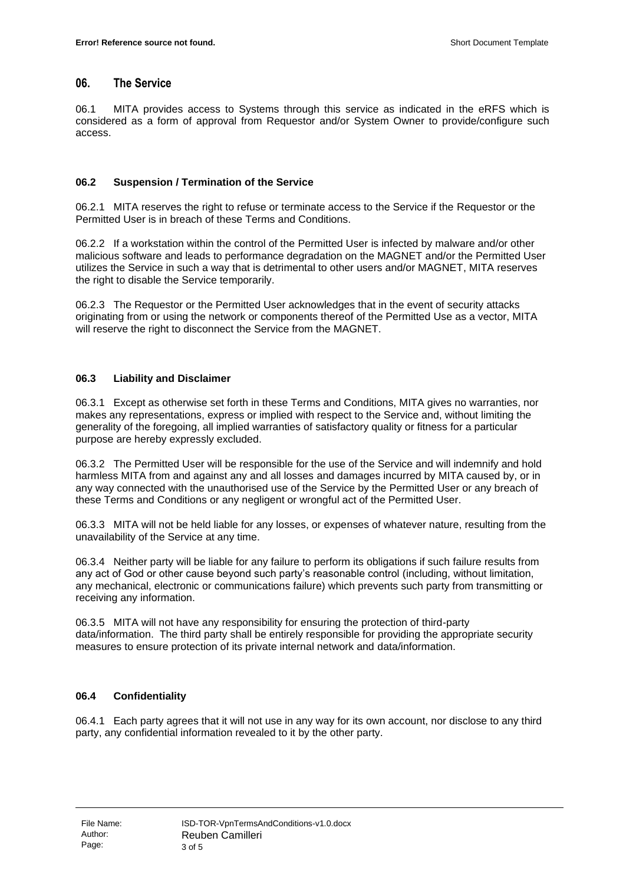## 06. The Service

06.1 MITA provides access to Systems through this service as indicated in the eRFS which is considered as a form of approval from Requestor and/or System Owner to provide/configure such access.

### 06.2 Suspension / Termination of the Service

06.2.1 MITA reserves the right to refuse or terminate access to the Service if the Requestor or the Permitted User is in breach of these Terms and Conditions.

06.2.2 If a workstation within the control of the Permitted User is infected by malware and/or other malicious software and leads to performance degradation on the MAGNET and/or the Permitted User utilizes the Service in such a way that is detrimental to other users and/or MAGNET, MITA reserves the right to disable the Service temporarily.

06.2.3 The Requestor or the Permitted User acknowledges that in the event of security attacks originating from or using the network or components thereof of the Permitted Use as a vector, MITA will reserve the right to disconnect the Service from the MAGNET.

### 06.3 Liability and Disclaimer

06.3.1 Except as otherwise set forth in these Terms and Conditions, MITA gives no warranties, nor makes any representations, express or implied with respect to the Service and, without limiting the generality of the foregoing, all implied warranties of satisfactory quality or fitness for a particular purpose are hereby expressly excluded.

06.3.2 The Permitted User will be responsible for the use of the Service and will indemnify and hold harmless MITA from and against any and all losses and damages incurred by MITA caused by, or in any way connected with the unauthorised use of the Service by the Permitted User or any breach of these Terms and Conditions or any negligent or wrongful act of the Permitted User.

06.3.3 MITA will not be held liable for any losses, or expenses of whatever nature, resulting from the unavailability of the Service at any time.

06.3.4 Neither party will be liable for any failure to perform its obligations if such failure results from any act of God or other cause beyond such party's reasonable control (including, without limitation, any mechanical, electronic or communications failure) which prevents such party from transmitting or receiving any information.

06.3.5 MITA will not have any responsibility for ensuring the protection of third-party data/information. The third party shall be entirely responsible for providing the appropriate security measures to ensure protection of its private internal network and data/information.

### 06.4 Confidentiality

06.4.1 Each party agrees that it will not use in any way for its own account, nor disclose to any third party, any confidential information revealed to it by the other party.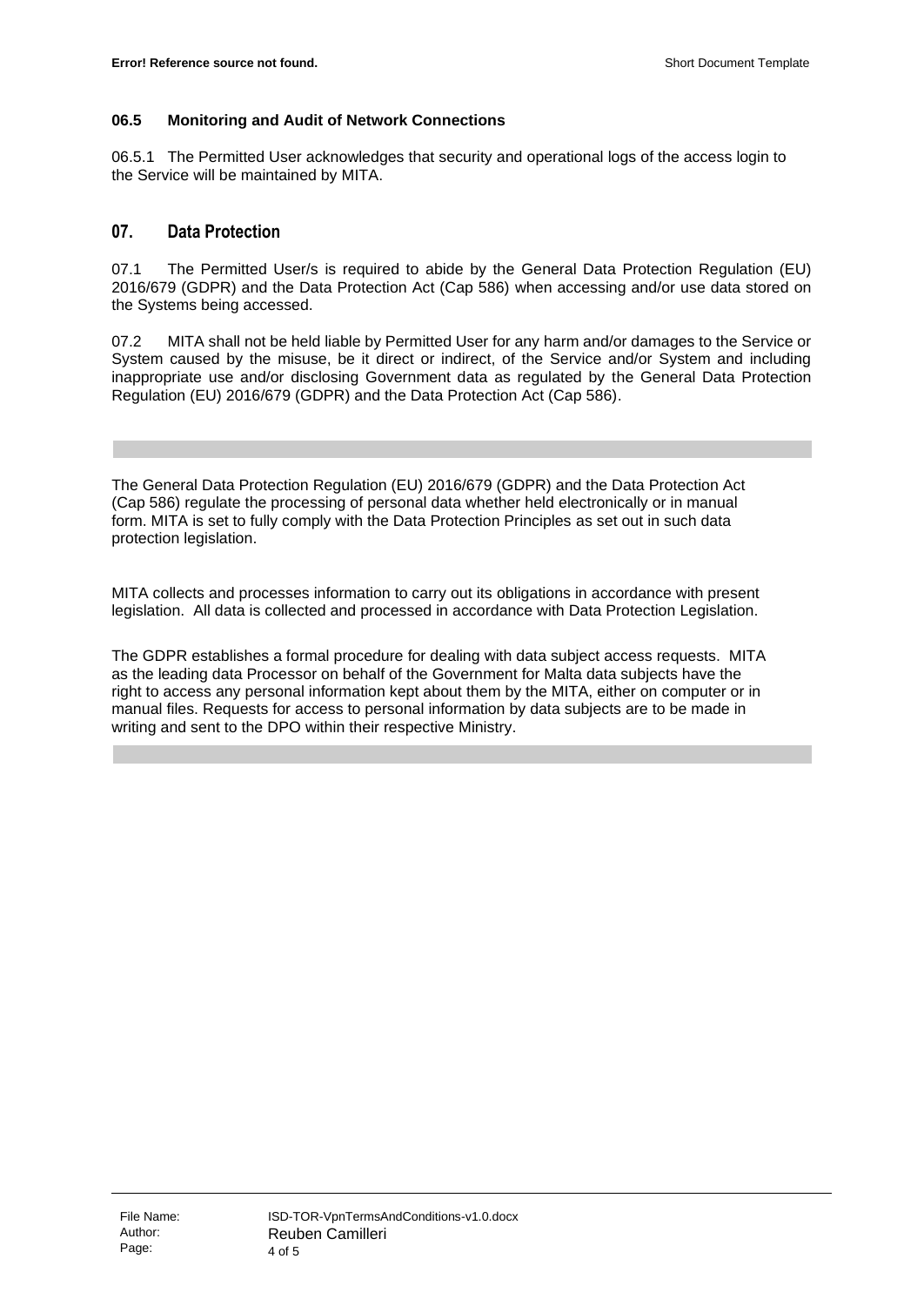### 06.5 Monitoring and Audit of Network Connections

06.5.1 The Permitted User acknowledges that security and operational logs of the access login to the Service will be maintained by MITA.

## 07. Data Protection

07.1 The Permitted User/s is required to abide by the General Data Protection Regulation (EU) 2016/679 (GDPR) and the Data Protection Act (Cap 586) when accessing and/or use data stored on the Systems being accessed.

07.2 MITA shall not be held liable by Permitted User for any harm and/or damages to the Service or System caused by the misuse, be it direct or indirect, of the Service and/or System and including inappropriate use and/or disclosing Government data as regulated by the General Data Protection Regulation (EU) 2016/679 (GDPR) and the Data Protection Act (Cap 586).

---

The General Data Protection Regulation (EU) 2016/679 (GDPR) and the Data Protection Act (Cap 586) regulate the processing of personal data whether held electronically or in manual form. MITA is set to fully comply with the Data Protection Principles as set out in such data protection legislation.

MITA collects and processes information to carry out its obligations in accordance with present legislation. All data is collected and processed in accordance with Data Protection Legislation.

The GDPR establishes a formal procedure for dealing with data subject access requests. MITA as the leading data Processor on behalf of the Government for Malta data subjects have the right to access any personal information kept about them by the MITA, either on computer or in manual files. Requests for access to personal information by data subjects are to be made in writing and sent to the DPO within their respective Ministry.

---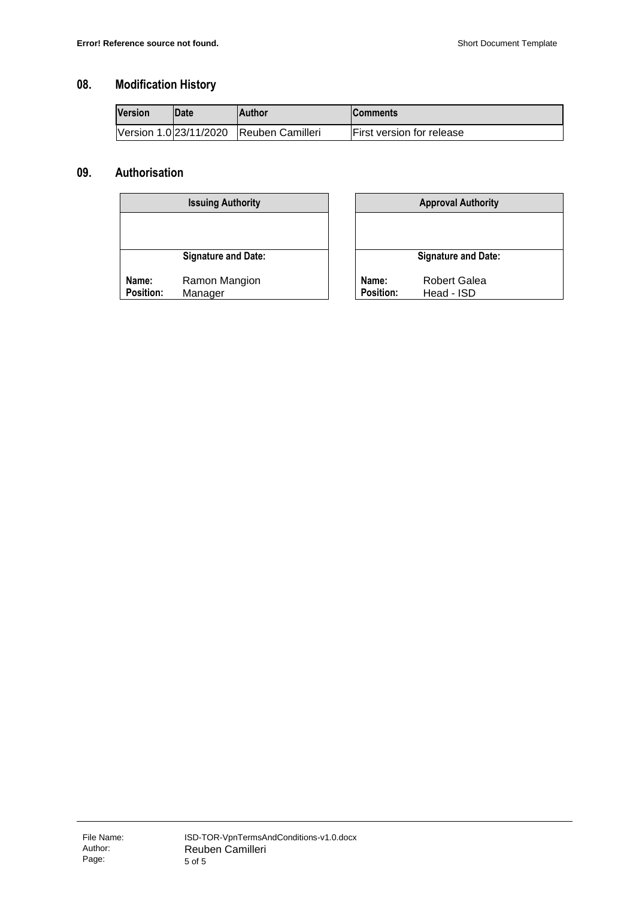## 08. Modification History

| Version | Date | Author | Comments |
|---|---|---|---|
| Version 1.0 | 23/11/2020 | Reuben Camilleri | First version for release |

## 09. Authorisation

| Issuing Authority | |
|---|---|
| | |
| **Signature and Date:** | |
| **Name:** | Ramon Mangion |
| **Position:** | Manager |

| Approval Authority | |
|---|---|
| | |
| **Signature and Date:** | |
| **Name:** | Robert Galea |
| **Position:** | Head - ISD |